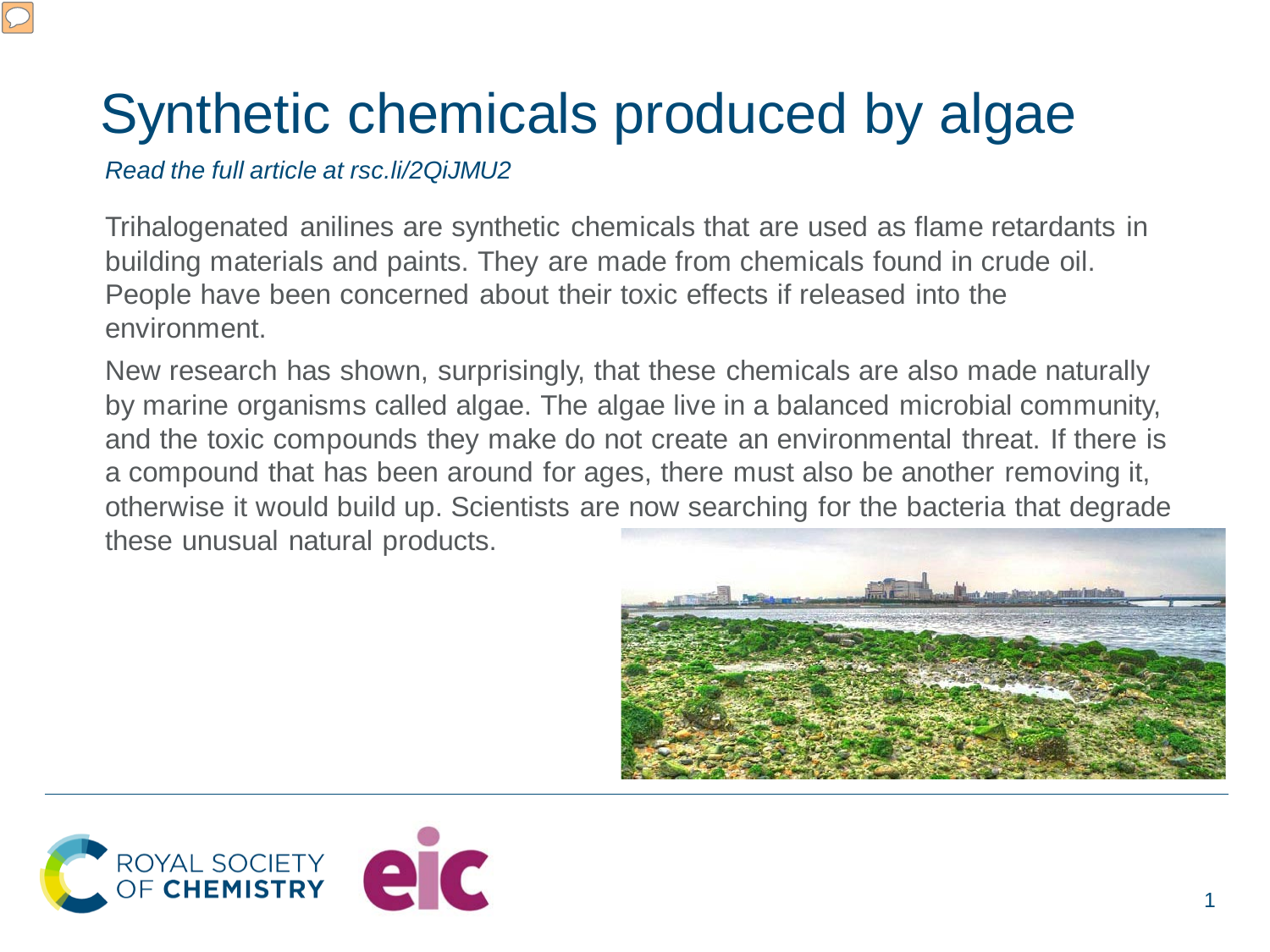# Synthetic chemicals produced by algae

*Read the full article at rsc.li/2QiJMU2*

Trihalogenated anilines are synthetic chemicals that are used as flame retardants in building materials and paints. They are made from chemicals found in crude oil. People have been concerned about their toxic effects if released into the environment.

New research has shown, surprisingly, that these chemicals are also made naturally by marine organisms called algae. The algae live in a balanced microbial community, and the toxic compounds they make do not create an environmental threat. If there is a compound that has been around for ages, there must also be another removing it, otherwise it would build up. Scientists are now searching for the bacteria that degrade these unusual natural products.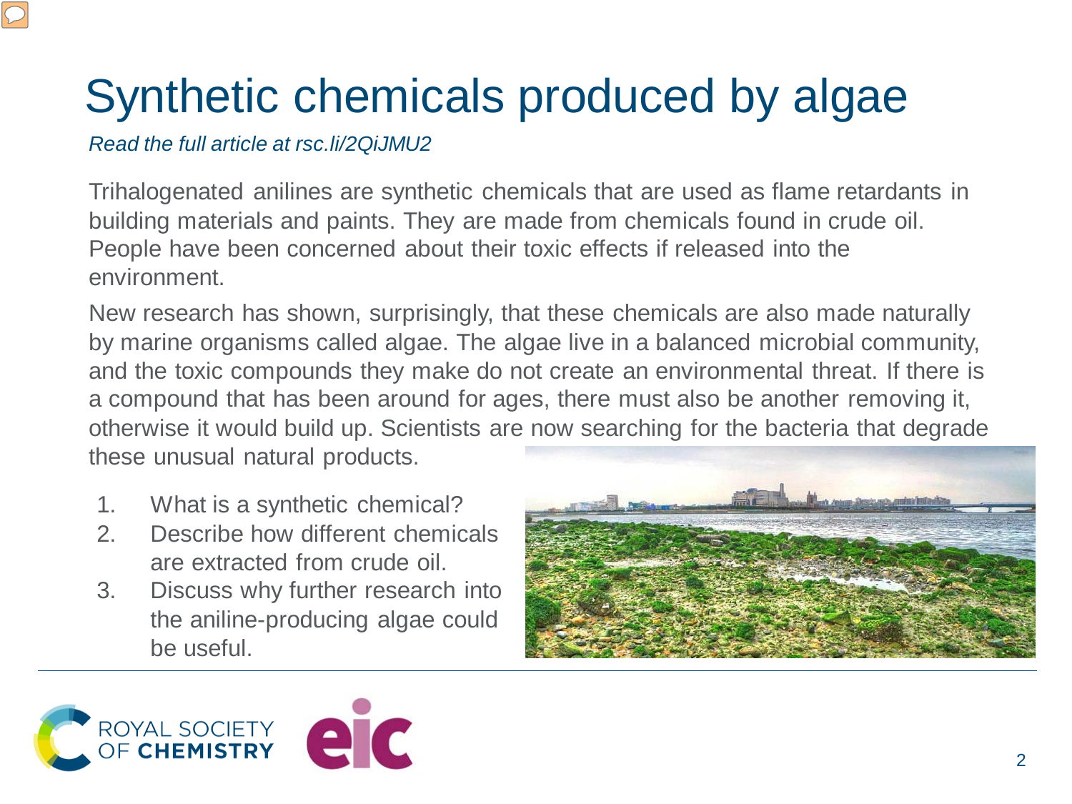# Synthetic chemicals produced by algae

*Read the full article at rsc.li/2QiJMU2*

Trihalogenated anilines are synthetic chemicals that are used as flame retardants in building materials and paints. They are made from chemicals found in crude oil. People have been concerned about their toxic effects if released into the environment.

New research has shown, surprisingly, that these chemicals are also made naturally by marine organisms called algae. The algae live in a balanced microbial community, and the toxic compounds they make do not create an environmental threat. If there is a compound that has been around for ages, there must also be another removing it, otherwise it would build up. Scientists are now searching for the bacteria that degrade these unusual natural products.

1. What is a synthetic chemical?
2. Describe how different chemicals are extracted from crude oil.
3. Discuss why further research into the aniline-producing algae could be useful.